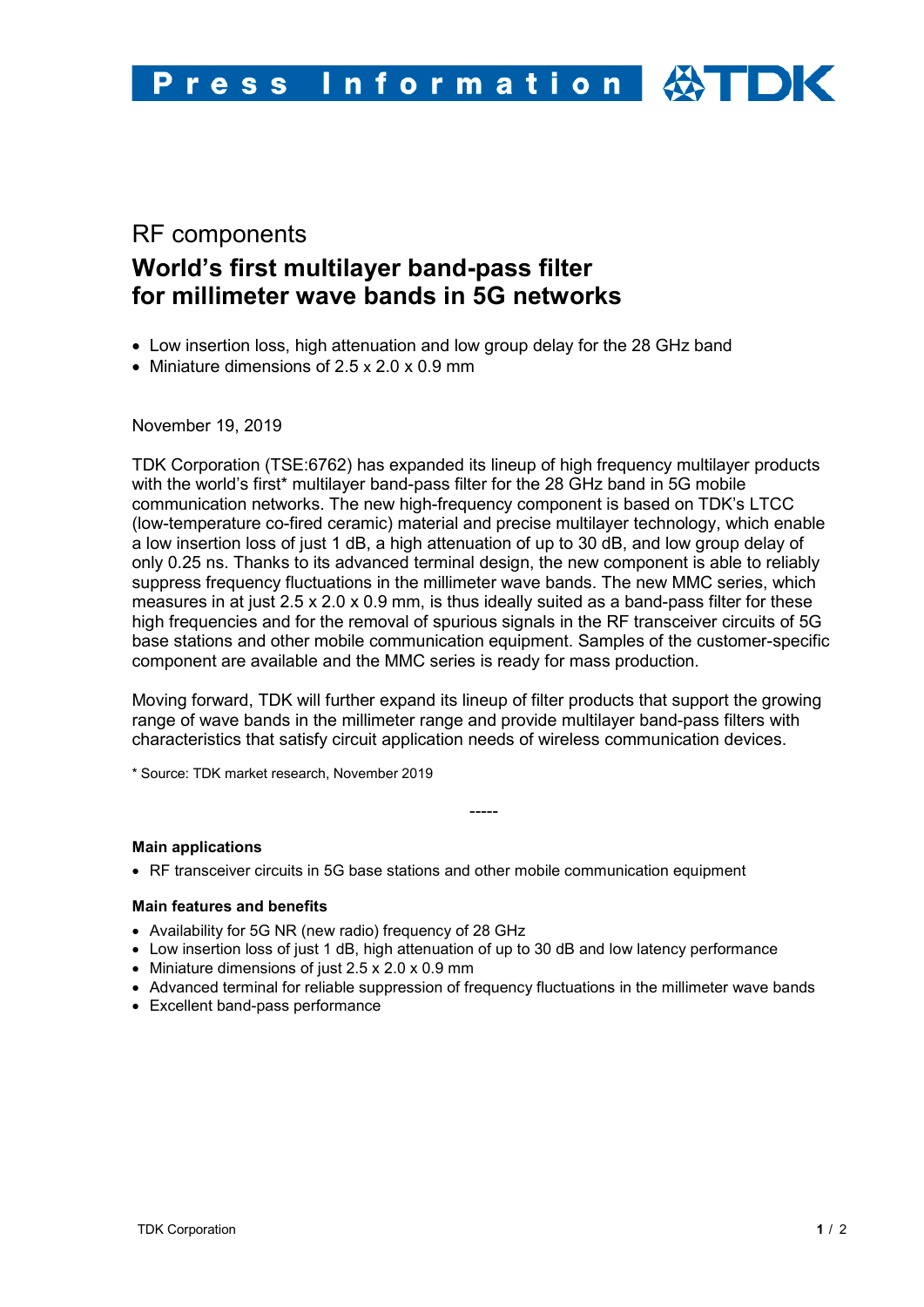RF components

# World's first multilayer band-pass filter for millimeter wave bands in 5G networks

- Low insertion loss, high attenuation and low group delay for the 28 GHz band
- Miniature dimensions of 2.5 x 2.0 x 0.9 mm

November 19, 2019

TDK Corporation (TSE:6762) has expanded its lineup of high frequency multilayer products with the world's first* multilayer band-pass filter for the 28 GHz band in 5G mobile communication networks. The new high-frequency component is based on TDK's LTCC (low-temperature co-fired ceramic) material and precise multilayer technology, which enable a low insertion loss of just 1 dB, a high attenuation of up to 30 dB, and low group delay of only 0.25 ns. Thanks to its advanced terminal design, the new component is able to reliably suppress frequency fluctuations in the millimeter wave bands. The new MMC series, which measures in at just 2.5 x 2.0 x 0.9 mm, is thus ideally suited as a band-pass filter for these high frequencies and for the removal of spurious signals in the RF transceiver circuits of 5G base stations and other mobile communication equipment. Samples of the customer-specific component are available and the MMC series is ready for mass production.

Moving forward, TDK will further expand its lineup of filter products that support the growing range of wave bands in the millimeter range and provide multilayer band-pass filters with characteristics that satisfy circuit application needs of wireless communication devices.

* Source: TDK market research, November 2019

-----

**Main applications**

- RF transceiver circuits in 5G base stations and other mobile communication equipment

**Main features and benefits**

- Availability for 5G NR (new radio) frequency of 28 GHz
- Low insertion loss of just 1 dB, high attenuation of up to 30 dB and low latency performance
- Miniature dimensions of just 2.5 x 2.0 x 0.9 mm
- Advanced terminal for reliable suppression of frequency fluctuations in the millimeter wave bands
- Excellent band-pass performance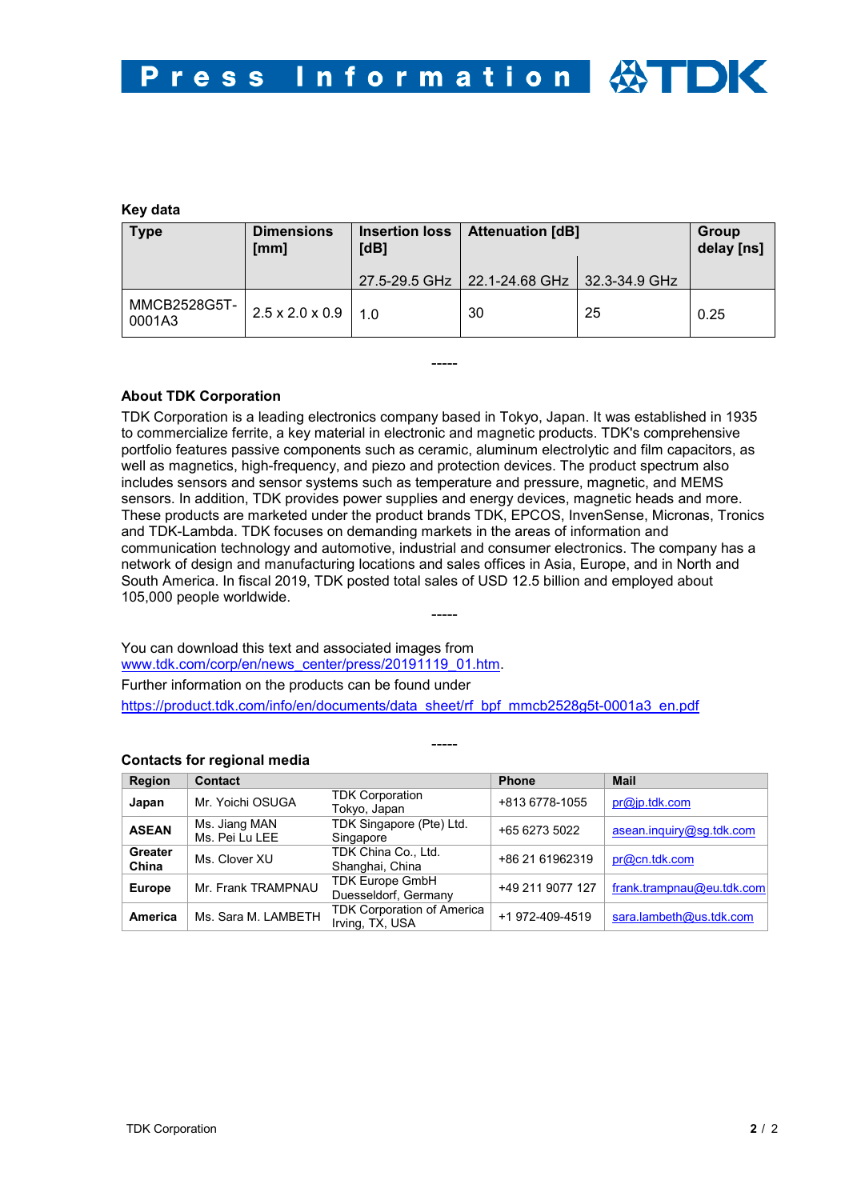**Key data**

| Type | Dimensions [mm] | Insertion loss [dB] | Attenuation [dB] | | Group delay [ns] |
|---|---|---|---|---|---|
| | | 27.5-29.5 GHz | 22.1-24.68 GHz | 32.3-34.9 GHz | |
| MMCB2528G5T-0001A3 | 2.5 x 2.0 x 0.9 | 1.0 | 30 | 25 | 0.25 |

-----

**About TDK Corporation**

TDK Corporation is a leading electronics company based in Tokyo, Japan. It was established in 1935 to commercialize ferrite, a key material in electronic and magnetic products. TDK's comprehensive portfolio features passive components such as ceramic, aluminum electrolytic and film capacitors, as well as magnetics, high-frequency, and piezo and protection devices. The product spectrum also includes sensors and sensor systems such as temperature and pressure, magnetic, and MEMS sensors. In addition, TDK provides power supplies and energy devices, magnetic heads and more. These products are marketed under the product brands TDK, EPCOS, InvenSense, Micronas, Tronics and TDK-Lambda. TDK focuses on demanding markets in the areas of information and communication technology and automotive, industrial and consumer electronics. The company has a network of design and manufacturing locations and sales offices in Asia, Europe, and in North and South America. In fiscal 2019, TDK posted total sales of USD 12.5 billion and employed about 105,000 people worldwide.

-----

You can download this text and associated images from
www.tdk.com/corp/en/news_center/press/20191119_01.htm.

Further information on the products can be found under
https://product.tdk.com/info/en/documents/data_sheet/rf_bpf_mmcb2528g5t-0001a3_en.pdf

-----

**Contacts for regional media**

| Region | Contact | | Phone | Mail |
|---|---|---|---|---|
| **Japan** | Mr. Yoichi OSUGA | TDK Corporation Tokyo, Japan | +813 6778-1055 | pr@jp.tdk.com |
| **ASEAN** | Ms. Jiang MAN Ms. Pei Lu LEE | TDK Singapore (Pte) Ltd. Singapore | +65 6273 5022 | asean.inquiry@sg.tdk.com |
| **Greater China** | Ms. Clover XU | TDK China Co., Ltd. Shanghai, China | +86 21 61962319 | pr@cn.tdk.com |
| **Europe** | Mr. Frank TRAMPNAU | TDK Europe GmbH Duesseldorf, Germany | +49 211 9077 127 | frank.trampnau@eu.tdk.com |
| **America** | Ms. Sara M. LAMBETH | TDK Corporation of America Irving, TX, USA | +1 972-409-4519 | sara.lambeth@us.tdk.com |